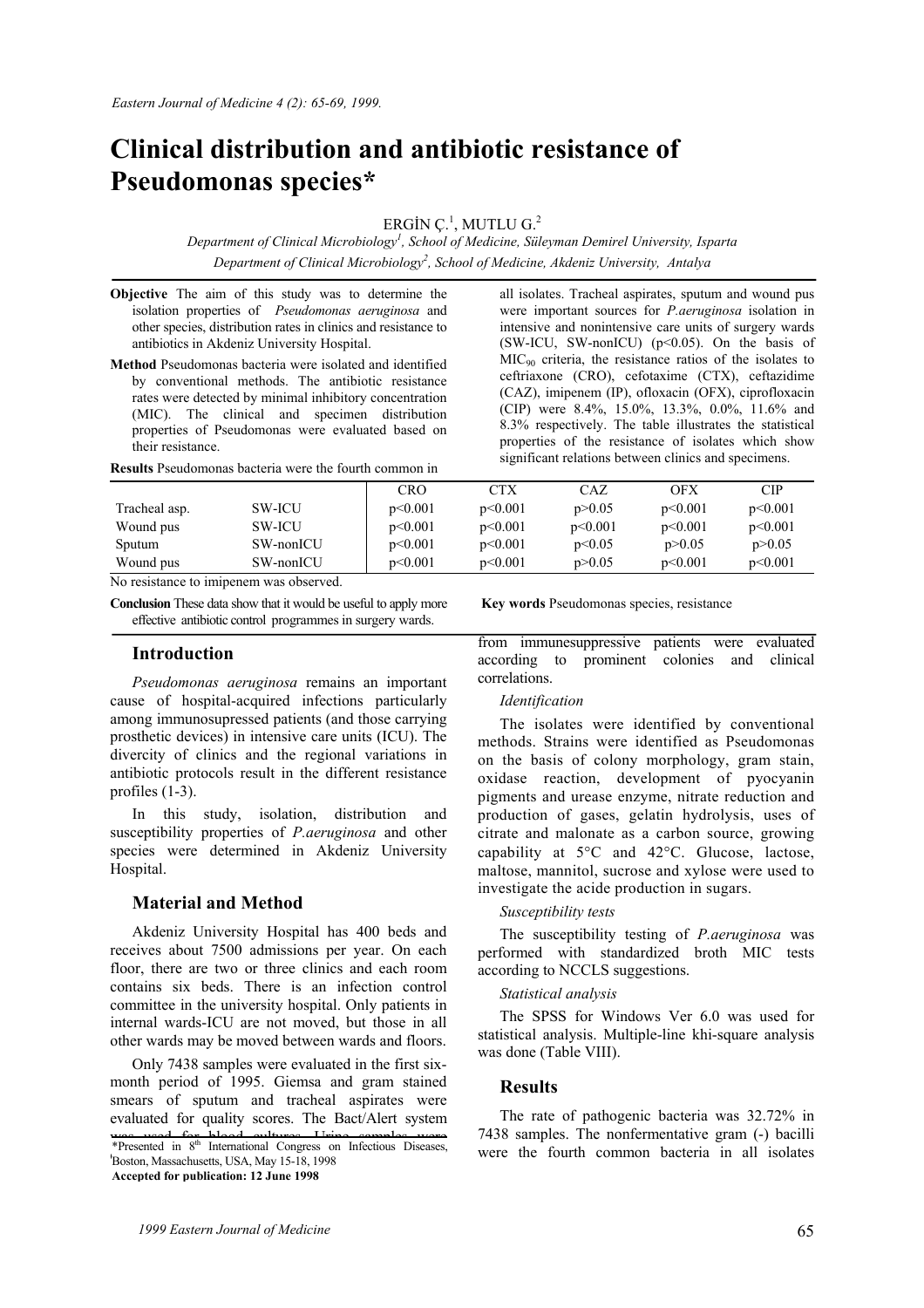# Clinical distribution and antibiotic resistance of Pseudomonas species*

ERGİN Ç.[1], MUTLU G.[2]

*Department of Clinical Microbiology[1], School of Medicine, Süleyman Demirel University, Isparta*
*Department of Clinical Microbiology[2], School of Medicine, Akdeniz University, Antalya*

**Objective** The aim of this study was to determine the isolation properties of *Pseudomonas aeruginosa* and other species, distribution rates in clinics and resistance to antibiotics in Akdeniz University Hospital.

**Method** Pseudomonas bacteria were isolated and identified by conventional methods. The antibiotic resistance rates were detected by minimal inhibitory concentration (MIC). The clinical and specimen distribution properties of Pseudomonas were evaluated based on their resistance.

**Results** Pseudomonas bacteria were the fourth common in all isolates. Tracheal aspirates, sputum and wound pus were important sources for *P.aeruginosa* isolation in intensive and nonintensive care units of surgery wards (SW-ICU, SW-nonICU) ($p<0.05$). On the basis of $MIC_{90}$ criteria, the resistance ratios of the isolates to ceftriaxone (CRO), cefotaxime (CTX), ceftazidime (CAZ), imipenem (IP), ofloxacin (OFX), ciprofloxacin (CIP) were 8.4%, 15.0%, 13.3%, 0.0%, 11.6% and 8.3% respectively. The table illustrates the statistical properties of the resistance of isolates which show significant relations between clinics and specimens.

| | | CRO | CTX | CAZ | OFX | CIP |
|---|---|---|---|---|---|---|
| Tracheal asp. | SW-ICU | $p<0.001$ | $p<0.001$ | $p>0.05$ | $p<0.001$ | $p<0.001$ |
| Wound pus | SW-ICU | $p<0.001$ | $p<0.001$ | $p<0.001$ | $p<0.001$ | $p<0.001$ |
| Sputum | SW-nonICU | $p<0.001$ | $p<0.001$ | $p<0.05$ | $p>0.05$ | $p>0.05$ |
| Wound pus | SW-nonICU | $p<0.001$ | $p<0.001$ | $p>0.05$ | $p<0.001$ | $p<0.001$ |

No resistance to imipenem was observed.

**Conclusion** These data show that it would be useful to apply more effective antibiotic control programmes in surgery wards.

**Key words** Pseudomonas species, resistance

## Introduction

*Pseudomonas aeruginosa* remains an important cause of hospital-acquired infections particularly among immunosupressed patients (and those carrying prosthetic devices) in intensive care units (ICU). The divercity of clinics and the regional variations in antibiotic protocols result in the different resistance profiles (1-3).

In this study, isolation, distribution and susceptibility properties of *P.aeruginosa* and other species were determined in Akdeniz University Hospital.

## Material and Method

Akdeniz University Hospital has 400 beds and receives about 7500 admissions per year. On each floor, there are two or three clinics and each room contains six beds. There is an infection control committee in the university hospital. Only patients in internal wards-ICU are not moved, but those in all other wards may be moved between wards and floors.

Only 7438 samples were evaluated in the first six-month period of 1995. Giemsa and gram stained smears of sputum and tracheal aspirates were evaluated for quality scores. The Bact/Alert system was used for blood cultures. Urine samples were from immunesuppressive patients were evaluated according to prominent colonies and clinical correlations.

*Identification*

The isolates were identified by conventional methods. Strains were identified as Pseudomonas on the basis of colony morphology, gram stain, oxidase reaction, development of pyocyanin pigments and urease enzyme, nitrate reduction and production of gases, gelatin hydrolysis, uses of citrate and malonate as a carbon source, growing capability at 5°C and 42°C. Glucose, lactose, maltose, mannitol, sucrose and xylose were used to investigate the acide production in sugars.

*Susceptibility tests*

The susceptibility testing of *P.aeruginosa* was performed with standardized broth MIC tests according to NCCLS suggestions.

*Statistical analysis*

The SPSS for Windows Ver 6.0 was used for statistical analysis. Multiple-line khi-square analysis was done (Table VIII).

## Results

The rate of pathogenic bacteria was 32.72% in 7438 samples. The nonfermentative gram (-) bacilli were the fourth common bacteria in all isolates

*Presented in 8th International Congress on Infectious Diseases, Boston, Massachusetts, USA, May 15-18, 1998

**Accepted for publication: 12 June 1998**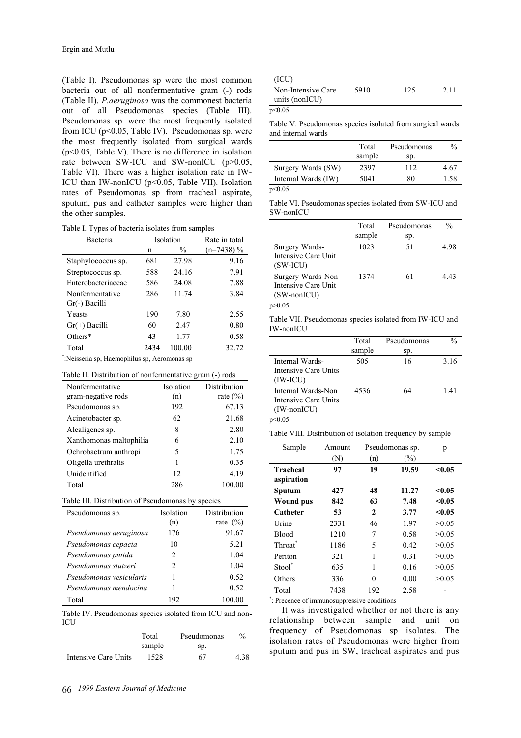(Table I). Pseudomonas sp were the most common bacteria out of all nonfermentative gram (-) rods (Table II). *P.aeruginosa* was the commonest bacteria out of all Pseudomonas species (Table III). Pseudomonas sp. were the most frequently isolated from ICU ($p<0.05$, Table IV). Pseudomonas sp. were the most frequently isolated from surgical wards ($p<0.05$, Table V). There is no difference in isolation rate between SW-ICU and SW-nonICU ($p>0.05$, Table VI). There was a higher isolation rate in IW-ICU than IW-nonICU ($p<0.05$, Table VII). Isolation rates of Pseudomonas sp from tracheal aspirate, sputum, pus and catheter samples were higher than the other samples.

Table I. Types of bacteria isolates from samples

| Bacteria | Isolation | | Rate in total |
|---|---|---|---|
| | n | % | (n=7438) % |
| Staphylococcus sp. | 681 | 27.98 | 9.16 |
| Streptococcus sp. | 588 | 24.16 | 7.91 |
| Enterobacteriaceae | 586 | 24.08 | 7.88 |
| Nonfermentative Gr(-) Bacilli | 286 | 11.74 | 3.84 |
| Yeasts | 190 | 7.80 | 2.55 |
| Gr(+) Bacilli | 60 | 2.47 | 0.80 |
| Others* | 43 | 1.77 | 0.58 |
| Total | 2434 | 100.00 | 32.72 |

*:Neisseria sp, Haemophilus sp, Aeromonas sp

Table II. Distribution of nonfermentative gram (-) rods

| Nonfermentative gram-negative rods | Isolation (n) | Distribution rate (%) |
|---|---|---|
| Pseudomonas sp. | 192 | 67.13 |
| Acinetobacter sp. | 62 | 21.68 |
| Alcaligenes sp. | 8 | 2.80 |
| Xanthomonas maltophilia | 6 | 2.10 |
| Ochrobactrum anthropi | 5 | 1.75 |
| Oligella urethralis | 1 | 0.35 |
| Unidentified | 12 | 4.19 |
| Total | 286 | 100.00 |

Table III. Distribution of Pseudomonas by species

| Pseudomonas sp. | Isolation (n) | Distribution rate (%) |
|---|---|---|
| *Pseudomonas aeruginosa* | 176 | 91.67 |
| *Pseudomonas cepacia* | 10 | 5.21 |
| *Pseudomonas putida* | 2 | 1.04 |
| *Pseudomonas stutzeri* | 2 | 1.04 |
| *Pseudomonas vesicularis* | 1 | 0.52 |
| *Pseudomonas mendocina* | 1 | 0.52 |
| Total | 192 | 100.00 |

Table IV. Pseudomonas species isolated from ICU and non-ICU

| | Total sample | Pseudomonas sp. | % |
|---|---|---|---|
| Intensive Care Units (ICU) | 1528 | 67 | 4.38 |
| Non-Intensive Care units (nonICU) | 5910 | 125 | 2.11 |

$p<0.05$

Table V. Pseudomonas species isolated from surgical wards and internal wards

| | Total sample | Pseudomonas sp. | % |
|---|---|---|---|
| Surgery Wards (SW) | 2397 | 112 | 4.67 |
| Internal Wards (IW) | 5041 | 80 | 1.58 |

$p<0.05$

Table VI. Pseudomonas species isolated from SW-ICU and SW-nonICU

| | Total sample | Pseudomonas sp. | % |
|---|---|---|---|
| Surgery Wards-Intensive Care Unit (SW-ICU) | 1023 | 51 | 4.98 |
| Surgery Wards-Non Intensive Care Unit (SW-nonICU) | 1374 | 61 | 4.43 |

$p>0.05$

Table VII. Pseudomonas species isolated from IW-ICU and IW-nonICU

| | Total sample | Pseudomonas sp. | % |
|---|---|---|---|
| Internal Wards-Intensive Care Units (IW-ICU) | 505 | 16 | 3.16 |
| Internal Wards-Non Intensive Care Units (IW-nonICU) | 4536 | 64 | 1.41 |

$p<0.05$

Table VIII. Distribution of isolation frequency by sample

| Sample | Amount | Pseudomonas sp. | | p |
|---|---|---|---|---|
| | (N) | (n) | (%) | |
| **Tracheal aspiration** | **97** | **19** | **19.59** | **<0.05** |
| **Sputum** | **427** | **48** | **11.27** | **<0.05** |
| **Wound pus** | **842** | **63** | **7.48** | **<0.05** |
| **Catheter** | **53** | **2** | **3.77** | **<0.05** |
| Urine | 2331 | 46 | 1.97 | >0.05 |
| Blood | 1210 | 7 | 0.58 | >0.05 |
| Throat* | 1186 | 5 | 0.42 | >0.05 |
| Periton | 321 | 1 | 0.31 | >0.05 |
| Stool* | 635 | 1 | 0.16 | >0.05 |
| Others | 336 | 0 | 0.00 | >0.05 |
| Total | 7438 | 192 | 2.58 | - |

*: Precence of immunosuppressive conditions

It was investigated whether or not there is any relationship between sample and unit on frequency of Pseudomonas sp isolates. The isolation rates of Pseudomonas were higher from sputum and pus in SW, tracheal aspirates and pus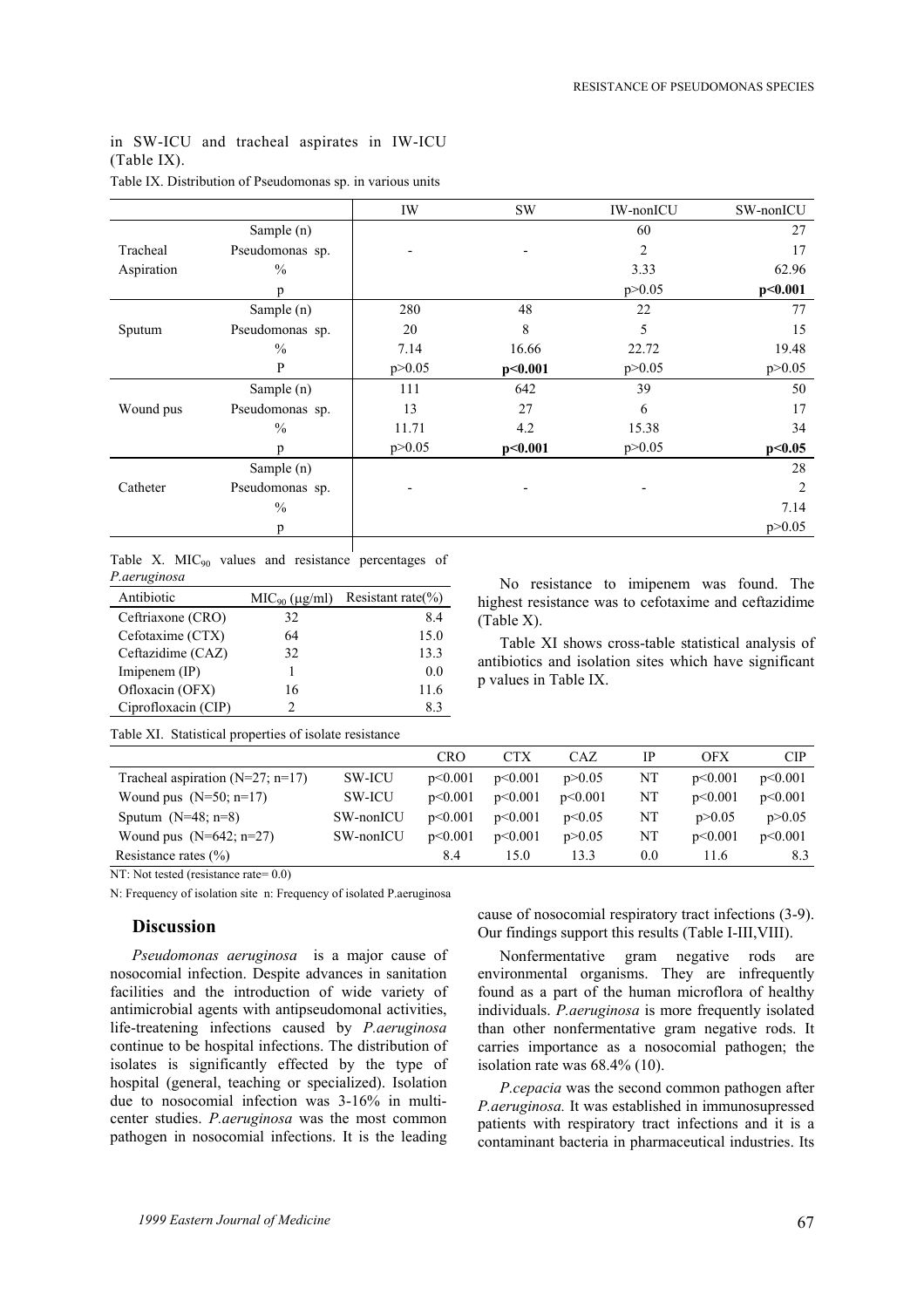in SW-ICU and tracheal aspirates in IW-ICU (Table IX).

Table IX. Distribution of Pseudomonas sp. in various units

| | | IW | SW | IW-nonICU | SW-nonICU |
|---|---|---|---|---|---|
| Tracheal Aspiration | Sample (n) | | | 60 | 27 |
| | Pseudomonas sp. | - | - | 2 | 17 |
| | % | | | 3.33 | 62.96 |
| | p | | | p>0.05 | **p<0.001** |
| Sputum | Sample (n) | 280 | 48 | 22 | 77 |
| | Pseudomonas sp. | 20 | 8 | 5 | 15 |
| | % | 7.14 | 16.66 | 22.72 | 19.48 |
| | P | p>0.05 | **p<0.001** | p>0.05 | p>0.05 |
| Wound pus | Sample (n) | 111 | 642 | 39 | 50 |
| | Pseudomonas sp. | 13 | 27 | 6 | 17 |
| | % | 11.71 | 4.2 | 15.38 | 34 |
| | p | p>0.05 | **p<0.001** | p>0.05 | **p<0.05** |
| Catheter | Sample (n) | | | | 28 |
| | Pseudomonas sp. | - | - | - | 2 |
| | % | | | | 7.14 |
| | p | | | | p>0.05 |

Table X. $MIC_{90}$ values and resistance percentages of *P.aeruginosa*

| Antibiotic | $MIC_{90}$ (μg/ml) | Resistant rate(%) |
|---|---|---|
| Ceftriaxone (CRO) | 32 | 8.4 |
| Cefotaxime (CTX) | 64 | 15.0 |
| Ceftazidime (CAZ) | 32 | 13.3 |
| Imipenem (IP) | 1 | 0.0 |
| Ofloxacin (OFX) | 16 | 11.6 |
| Ciprofloxacin (CIP) | 2 | 8.3 |

No resistance to imipenem was found. The highest resistance was to cefotaxime and ceftazidime (Table X).

Table XI shows cross-table statistical analysis of antibiotics and isolation sites which have significant p values in Table IX.

Table XI. Statistical properties of isolate resistance

| | | CRO | CTX | CAZ | IP | OFX | CIP |
|---|---|---|---|---|---|---|---|
| Tracheal aspiration (N=27; n=17) | SW-ICU | p<0.001 | p<0.001 | p>0.05 | NT | p<0.001 | p<0.001 |
| Wound pus (N=50; n=17) | SW-ICU | p<0.001 | p<0.001 | p<0.001 | NT | p<0.001 | p<0.001 |
| Sputum (N=48; n=8) | SW-nonICU | p<0.001 | p<0.001 | p<0.05 | NT | p>0.05 | p>0.05 |
| Wound pus (N=642; n=27) | SW-nonICU | p<0.001 | p<0.001 | p>0.05 | NT | p<0.001 | p<0.001 |
| Resistance rates (%) | | 8.4 | 15.0 | 13.3 | 0.0 | 11.6 | 8.3 |

NT: Not tested (resistance rate= 0.0)

N: Frequency of isolation site n: Frequency of isolated P.aeruginosa

## Discussion

*Pseudomonas aeruginosa* is a major cause of nosocomial infection. Despite advances in sanitation facilities and the introduction of wide variety of antimicrobial agents with antipseudomonal activities, life-treatening infections caused by *P.aeruginosa* continue to be hospital infections. The distribution of isolates is significantly effected by the type of hospital (general, teaching or specialized). Isolation due to nosocomial infection was 3-16% in multi-center studies. *P.aeruginosa* was the most common pathogen in nosocomial infections. It is the leading cause of nosocomial respiratory tract infections (3-9). Our findings support this results (Table I-III,VIII).

Nonfermentative gram negative rods are environmental organisms. They are infrequently found as a part of the human microflora of healthy individuals. *P.aeruginosa* is more frequently isolated than other nonfermentative gram negative rods. It carries importance as a nosocomial pathogen; the isolation rate was 68.4% (10).

*P.cepacia* was the second common pathogen after *P.aeruginosa.* It was established in immunosupressed patients with respiratory tract infections and it is a contaminant bacteria in pharmaceutical industries. Its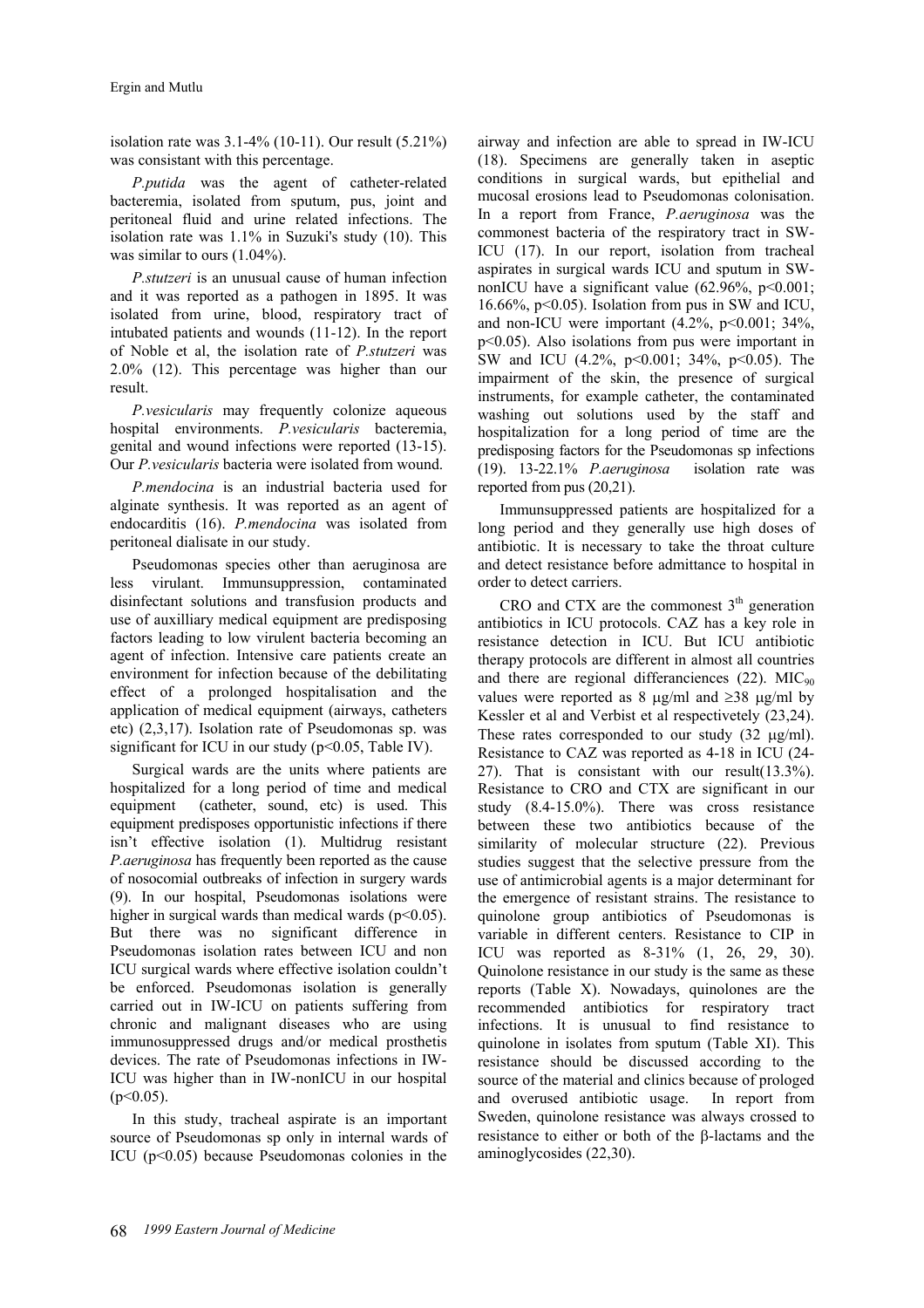isolation rate was 3.1-4% (10-11). Our result (5.21%) was consistant with this percentage.

*P.putida* was the agent of catheter-related bacteremia, isolated from sputum, pus, joint and peritoneal fluid and urine related infections. The isolation rate was 1.1% in Suzuki's study (10). This was similar to ours (1.04%).

*P.stutzeri* is an unusual cause of human infection and it was reported as a pathogen in 1895. It was isolated from urine, blood, respiratory tract of intubated patients and wounds (11-12). In the report of Noble et al, the isolation rate of *P.stutzeri* was 2.0% (12). This percentage was higher than our result.

*P.vesicularis* may frequently colonize aqueous hospital environments. *P.vesicularis* bacteremia, genital and wound infections were reported (13-15). Our *P.vesicularis* bacteria were isolated from wound.

*P.mendocina* is an industrial bacteria used for alginate synthesis. It was reported as an agent of endocarditis (16). *P.mendocina* was isolated from peritoneal dialisate in our study.

Pseudomonas species other than aeruginosa are less virulant. Immunsuppression, contaminated disinfectant solutions and transfusion products and use of auxilliary medical equipment are predisposing factors leading to low virulent bacteria becoming an agent of infection. Intensive care patients create an environment for infection because of the debilitating effect of a prolonged hospitalisation and the application of medical equipment (airways, catheters etc) (2,3,17). Isolation rate of Pseudomonas sp. was significant for ICU in our study ($p<0.05$, Table IV).

Surgical wards are the units where patients are hospitalized for a long period of time and medical equipment (catheter, sound, etc) is used. This equipment predisposes opportunistic infections if there isn't effective isolation (1). Multidrug resistant *P.aeruginosa* has frequently been reported as the cause of nosocomial outbreaks of infection in surgery wards (9). In our hospital, Pseudomonas isolations were higher in surgical wards than medical wards ($p<0.05$). But there was no significant difference in Pseudomonas isolation rates between ICU and non ICU surgical wards where effective isolation couldn't be enforced. Pseudomonas isolation is generally carried out in IW-ICU on patients suffering from chronic and malignant diseases who are using immunosuppressed drugs and/or medical prosthetis devices. The rate of Pseudomonas infections in IW-ICU was higher than in IW-nonICU in our hospital ($p<0.05$).

In this study, tracheal aspirate is an important source of Pseudomonas sp only in internal wards of ICU ($p<0.05$) because Pseudomonas colonies in the airway and infection are able to spread in IW-ICU (18). Specimens are generally taken in aseptic conditions in surgical wards, but epithelial and mucosal erosions lead to Pseudomonas colonisation. In a report from France, *P.aeruginosa* was the commonest bacteria of the respiratory tract in SW-ICU (17). In our report, isolation from tracheal aspirates in surgical wards ICU and sputum in SW-nonICU have a significant value (62.96%, $p<0.001$; 16.66%, $p<0.05$). Isolation from pus in SW and ICU, and non-ICU were important (4.2%, $p<0.001$; 34%, $p<0.05$). Also isolations from pus were important in SW and ICU (4.2%, $p<0.001$; 34%, $p<0.05$). The impairment of the skin, the presence of surgical instruments, for example catheter, the contaminated washing out solutions used by the staff and hospitalization for a long period of time are the predisposing factors for the Pseudomonas sp infections (19). 13-22.1% *P.aeruginosa* isolation rate was reported from pus (20,21).

Immunsuppressed patients are hospitalized for a long period and they generally use high doses of antibiotic. It is necessary to take the throat culture and detect resistance before admittance to hospital in order to detect carriers.

CRO and CTX are the commonest 3[th] generation antibiotics in ICU protocols. CAZ has a key role in resistance detection in ICU. But ICU antibiotic therapy protocols are different in almost all countries and there are regional differanciences (22). $MIC_{90}$ values were reported as 8 μg/ml and ≥38 μg/ml by Kessler et al and Verbist et al respectively (23,24). These rates corresponded to our study (32 μg/ml). Resistance to CAZ was reported as 4-18 in ICU (24-27). That is consistant with our result(13.3%). Resistance to CRO and CTX are significant in our study (8.4-15.0%). There was cross resistance between these two antibiotics because of the similarity of molecular structure (22). Previous studies suggest that the selective pressure from the use of antimicrobial agents is a major determinant for the emergence of resistant strains. The resistance to quinolone group antibiotics of Pseudomonas is variable in different centers. Resistance to CIP in ICU was reported as 8-31% (1, 26, 29, 30). Quinolone resistance in our study is the same as these reports (Table X). Nowadays, quinolones are the recommended antibiotics for respiratory tract infections. It is unusual to find resistance to quinolone in isolates from sputum (Table XI). This resistance should be discussed according to the source of the material and clinics because of prologed and overused antibiotic usage. In report from Sweden, quinolone resistance was always crossed to resistance to either or both of the β-lactams and the aminoglycosides (22,30).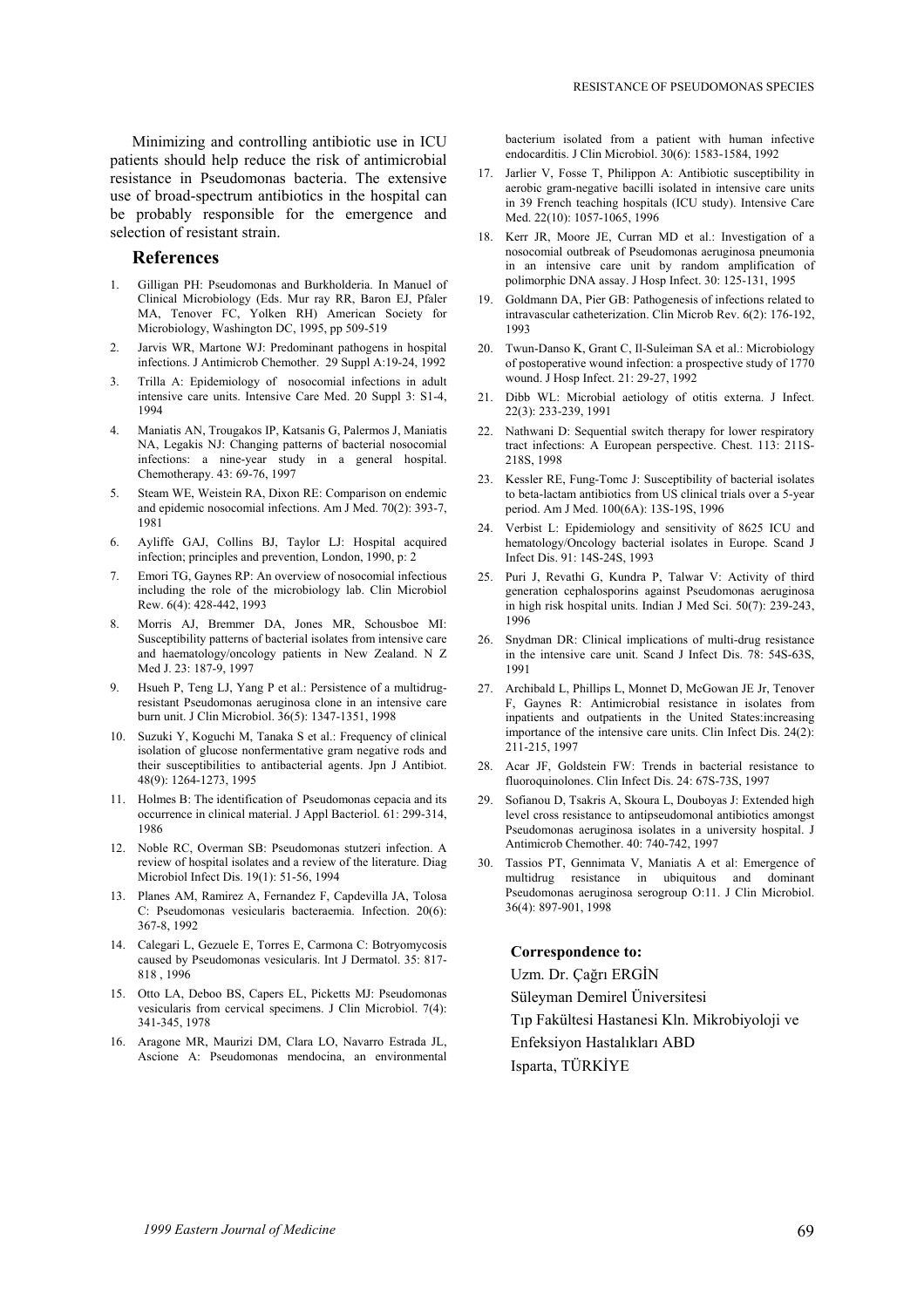Minimizing and controlling antibiotic use in ICU patients should help reduce the risk of antimicrobial resistance in Pseudomonas bacteria. The extensive use of broad-spectrum antibiotics in the hospital can be probably responsible for the emergence and selection of resistant strain.

## References

1. Gilligan PH: Pseudomonas and Burkholderia. In Manuel of Clinical Microbiology (Eds. Mur ray RR, Baron EJ, Pfaler MA, Tenover FC, Yolken RH) American Society for Microbiology, Washington DC, 1995, pp 509-519
2. Jarvis WR, Martone WJ: Predominant pathogens in hospital infections. J Antimicrob Chemother. 29 Suppl A:19-24, 1992
3. Trilla A: Epidemiology of nosocomial infections in adult intensive care units. Intensive Care Med. 20 Suppl 3: S1-4, 1994
4. Maniatis AN, Trougakos IP, Katsanis G, Palermos J, Maniatis NA, Legakis NJ: Changing patterns of bacterial nosocomial infections: a nine-year study in a general hospital. Chemotherapy. 43: 69-76, 1997
5. Steam WE, Weistein RA, Dixon RE: Comparison on endemic and epidemic nosocomial infections. Am J Med. 70(2): 393-7, 1981
6. Ayliffe GAJ, Collins BJ, Taylor LJ: Hospital acquired infection; principles and prevention, London, 1990, p: 2
7. Emori TG, Gaynes RP: An overview of nosocomial infectious including the role of the microbiology lab. Clin Microbiol Rew. 6(4): 428-442, 1993
8. Morris AJ, Bremmer DA, Jones MR, Schousboe MI: Susceptibility patterns of bacterial isolates from intensive care and haematology/oncology patients in New Zealand. N Z Med J. 23: 187-9, 1997
9. Hsueh P, Teng LJ, Yang P et al.: Persistence of a multidrug-resistant Pseudomonas aeruginosa clone in an intensive care burn unit. J Clin Microbiol. 36(5): 1347-1351, 1998
10. Suzuki Y, Koguchi M, Tanaka S et al.: Frequency of clinical isolation of glucose nonfermentative gram negative rods and their susceptibilities to antibacterial agents. Jpn J Antibiot. 48(9): 1264-1273, 1995
11. Holmes B: The identification of Pseudomonas cepacia and its occurrence in clinical material. J Appl Bacteriol. 61: 299-314, 1986
12. Noble RC, Overman SB: Pseudomonas stutzeri infection. A review of hospital isolates and a review of the literature. Diag Microbiol Infect Dis. 19(1): 51-56, 1994
13. Planes AM, Ramirez A, Fernandez F, Capdevilla JA, Tolosa C: Pseudomonas vesicularis bacteraemia. Infection. 20(6): 367-8, 1992
14. Calegari L, Gezuele E, Torres E, Carmona C: Botryomycosis caused by Pseudomonas vesicularis. Int J Dermatol. 35: 817-818 , 1996
15. Otto LA, Deboo BS, Capers EL, Picketts MJ: Pseudomonas vesicularis from cervical specimens. J Clin Microbiol. 7(4): 341-345, 1978
16. Aragone MR, Maurizi DM, Clara LO, Navarro Estrada JL, Ascione A: Pseudomonas mendocina, an environmental bacterium isolated from a patient with human infective endocarditis. J Clin Microbiol. 30(6): 1583-1584, 1992
17. Jarlier V, Fosse T, Philippon A: Antibiotic susceptibility in aerobic gram-negative bacilli isolated in intensive care units in 39 French teaching hospitals (ICU study). Intensive Care Med. 22(10): 1057-1065, 1996
18. Kerr JR, Moore JE, Curran MD et al.: Investigation of a nosocomial outbreak of Pseudomonas aeruginosa pneumonia in an intensive care unit by random amplification of polimorphic DNA assay. J Hosp Infect. 30: 125-131, 1995
19. Goldmann DA, Pier GB: Pathogenesis of infections related to intravascular catheterization. Clin Microb Rev. 6(2): 176-192, 1993
20. Twun-Danso K, Grant C, Il-Suleiman SA et al.: Microbiology of postoperative wound infection: a prospective study of 1770 wound. J Hosp Infect. 21: 29-27, 1992
21. Dibb WL: Microbial aetiology of otitis externa. J Infect. 22(3): 233-239, 1991
22. Nathwani D: Sequential switch therapy for lower respiratory tract infections: A European perspective. Chest. 113: 211S-218S, 1998
23. Kessler RE, Fung-Tomc J: Susceptibility of bacterial isolates to beta-lactam antibiotics from US clinical trials over a 5-year period. Am J Med. 100(6A): 13S-19S, 1996
24. Verbist L: Epidemiology and sensitivity of 8625 ICU and hematology/Oncology bacterial isolates in Europe. Scand J Infect Dis. 91: 14S-24S, 1993
25. Puri J, Revathi G, Kundra P, Talwar V: Activity of third generation cephalosporins against Pseudomonas aeruginosa in high risk hospital units. Indian J Med Sci. 50(7): 239-243, 1996
26. Snydman DR: Clinical implications of multi-drug resistance in the intensive care unit. Scand J Infect Dis. 78: 54S-63S, 1991
27. Archibald L, Phillips L, Monnet D, McGowan JE Jr, Tenover F, Gaynes R: Antimicrobial resistance in isolates from inpatients and outpatients in the United States:increasing importance of the intensive care units. Clin Infect Dis. 24(2): 211-215, 1997
28. Acar JF, Goldstein FW: Trends in bacterial resistance to fluoroquinolones. Clin Infect Dis. 24: 67S-73S, 1997
29. Sofianou D, Tsakris A, Skoura L, Douboyas J: Extended high level cross resistance to antipseudomonal antibiotics amongst Pseudomonas aeruginosa isolates in a university hospital. J Antimicrob Chemother. 40: 740-742, 1997
30. Tassios PT, Gennimata V, Maniatis A et al: Emergence of multidrug resistance in ubiquitous and dominant Pseudomonas aeruginosa serogroup O:11. J Clin Microbiol. 36(4): 897-901, 1998

**Correspondence to:**

Uzm. Dr. Çağrı ERGİN
Süleyman Demirel Üniversitesi
Tıp Fakültesi Hastanesi Kln. Mikrobiyoloji ve
Enfeksiyon Hastalıkları ABD
Isparta, TÜRKİYE